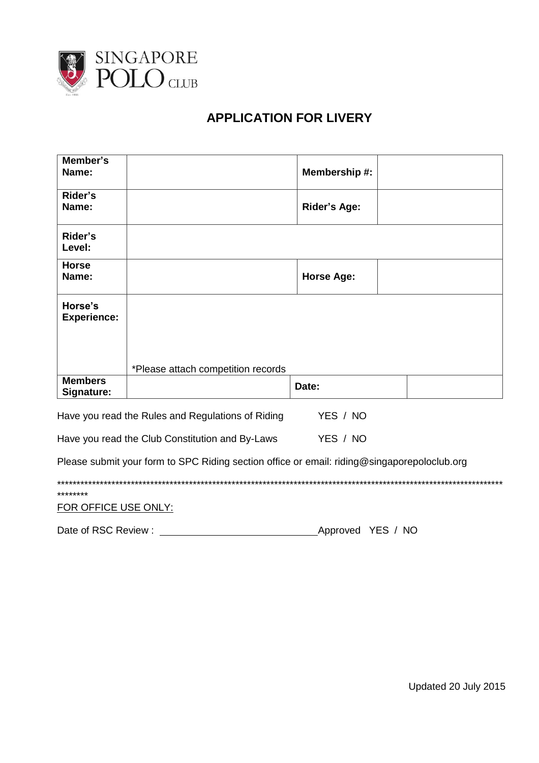SINGAPORE POLO CLUB

# APPLICATION FOR LIVERY

| | | | |
|---|---|---|---|
| **Member's Name:** | | **Membership #:** | |
| **Rider's Name:** | | **Rider's Age:** | |
| **Rider's Level:** | | | |
| **Horse Name:** | | **Horse Age:** | |
| **Horse's Experience:** | *Please attach competition records | | |
| **Members Signature:** | | **Date:** | |

Have you read the Rules and Regulations of Riding YES / NO

Have you read the Club Constitution and By-Laws YES / NO

Please submit your form to SPC Riding section office or email: riding@singaporepoloclub.org

**************************************************************************************************************************

FOR OFFICE USE ONLY:

Date of RSC Review : ____________________________ Approved YES / NO

Updated 20 July 2015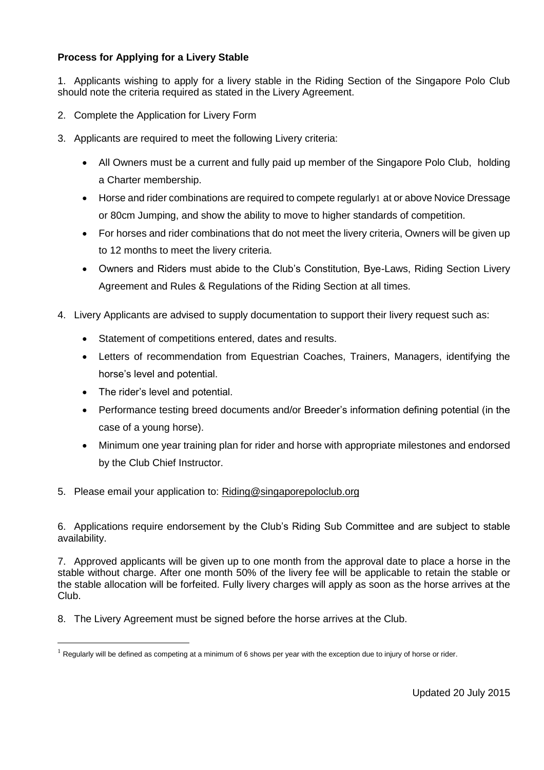**Process for Applying for a Livery Stable**

1. Applicants wishing to apply for a livery stable in the Riding Section of the Singapore Polo Club should note the criteria required as stated in the Livery Agreement.

2. Complete the Application for Livery Form

3. Applicants are required to meet the following Livery criteria:

   - All Owners must be a current and fully paid up member of the Singapore Polo Club, holding a Charter membership.
   - Horse and rider combinations are required to compete regularly[1] at or above Novice Dressage or 80cm Jumping, and show the ability to move to higher standards of competition.
   - For horses and rider combinations that do not meet the livery criteria, Owners will be given up to 12 months to meet the livery criteria.
   - Owners and Riders must abide to the Club's Constitution, Bye-Laws, Riding Section Livery Agreement and Rules & Regulations of the Riding Section at all times.

4. Livery Applicants are advised to supply documentation to support their livery request such as:

   - Statement of competitions entered, dates and results.
   - Letters of recommendation from Equestrian Coaches, Trainers, Managers, identifying the horse's level and potential.
   - The rider's level and potential.
   - Performance testing breed documents and/or Breeder's information defining potential (in the case of a young horse).
   - Minimum one year training plan for rider and horse with appropriate milestones and endorsed by the Club Chief Instructor.

5. Please email your application to: Riding@singaporepoloclub.org

6. Applications require endorsement by the Club's Riding Sub Committee and are subject to stable availability.

7. Approved applicants will be given up to one month from the approval date to place a horse in the stable without charge. After one month 50% of the livery fee will be applicable to retain the stable or the stable allocation will be forfeited. Fully livery charges will apply as soon as the horse arrives at the Club.

8. The Livery Agreement must be signed before the horse arrives at the Club.

[1] Regularly will be defined as competing at a minimum of 6 shows per year with the exception due to injury of horse or rider.

Updated 20 July 2015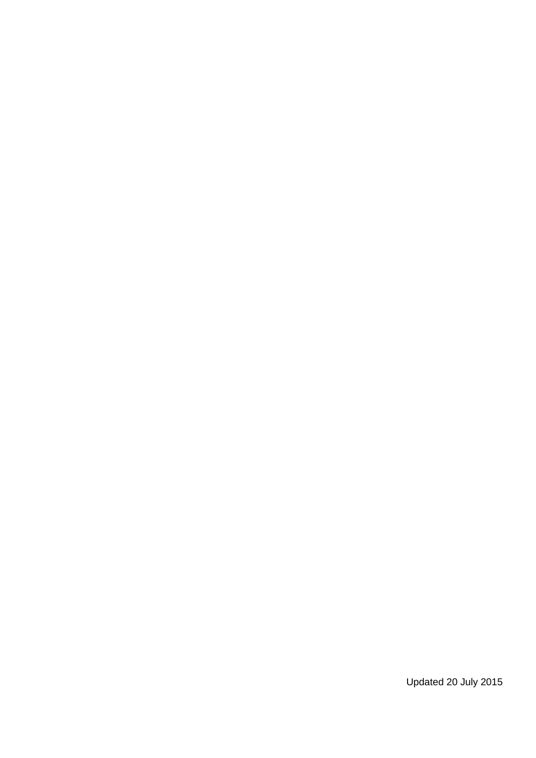Updated 20 July 2015